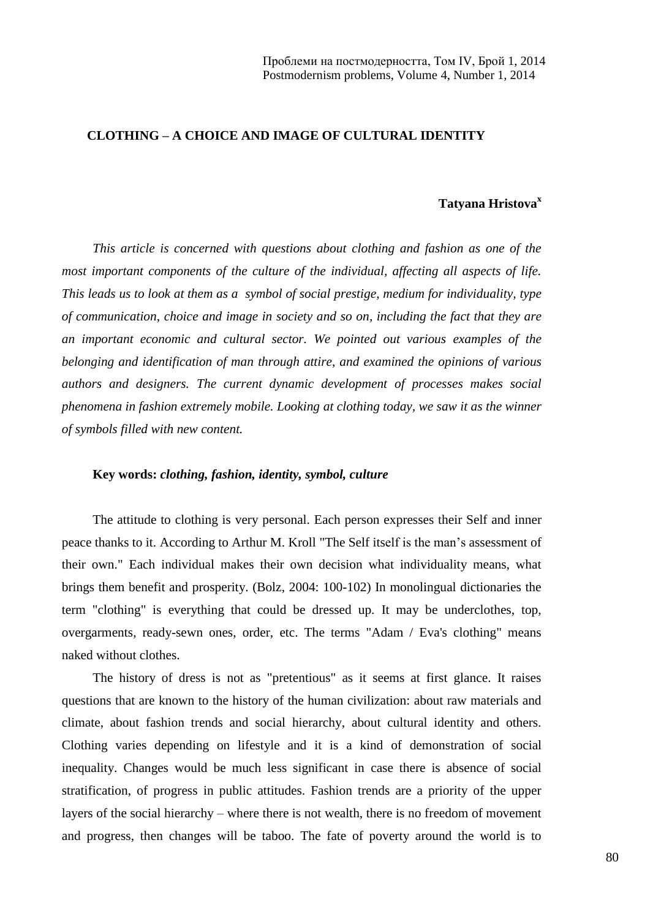# CLOTHING – A CHOICE AND IMAGE OF CULTURAL IDENTITY

**Tatyana Hristova**[x]

*This article is concerned with questions about clothing and fashion as one of the most important components of the culture of the individual, affecting all aspects of life. This leads us to look at them as a symbol of social prestige, medium for individuality, type of communication, choice and image in society and so on, including the fact that they are an important economic and cultural sector. We pointed out various examples of the belonging and identification of man through attire, and examined the opinions of various authors and designers. The current dynamic development of processes makes social phenomena in fashion extremely mobile. Looking at clothing today, we saw it as the winner of symbols filled with new content.*

**Key words:** ***clothing, fashion, identity, symbol, culture***

The attitude to clothing is very personal. Each person expresses their Self and inner peace thanks to it. According to Arthur M. Kroll "The Self itself is the man's assessment of their own." Each individual makes their own decision what individuality means, what brings them benefit and prosperity. (Bolz, 2004: 100-102) In monolingual dictionaries the term "clothing" is everything that could be dressed up. It may be underclothes, top, overgarments, ready-sewn ones, order, etc. The terms "Adam / Eva's clothing" means naked without clothes.

The history of dress is not as "pretentious" as it seems at first glance. It raises questions that are known to the history of the human civilization: about raw materials and climate, about fashion trends and social hierarchy, about cultural identity and others. Clothing varies depending on lifestyle and it is a kind of demonstration of social inequality. Changes would be much less significant in case there is absence of social stratification, of progress in public attitudes. Fashion trends are a priority of the upper layers of the social hierarchy – where there is not wealth, there is no freedom of movement and progress, then changes will be taboo. The fate of poverty around the world is to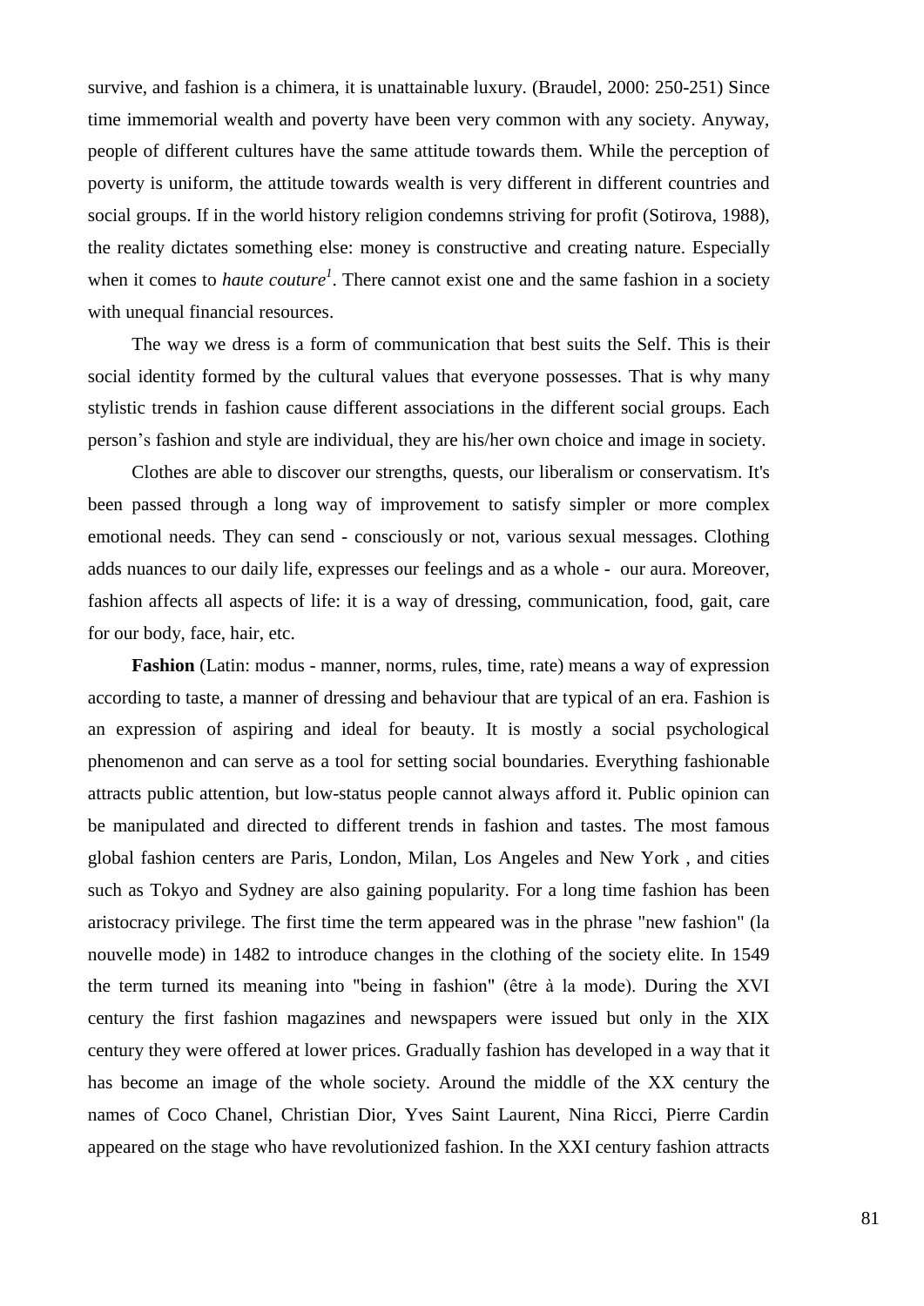survive, and fashion is a chimera, it is unattainable luxury. (Braudel, 2000: 250-251) Since time immemorial wealth and poverty have been very common with any society. Anyway, people of different cultures have the same attitude towards them. While the perception of poverty is uniform, the attitude towards wealth is very different in different countries and social groups. If in the world history religion condemns striving for profit (Sotirova, 1988), the reality dictates something else: money is constructive and creating nature. Especially when it comes to *haute couture*[1]. There cannot exist one and the same fashion in a society with unequal financial resources.

The way we dress is a form of communication that best suits the Self. This is their social identity formed by the cultural values that everyone possesses. That is why many stylistic trends in fashion cause different associations in the different social groups. Each person's fashion and style are individual, they are his/her own choice and image in society.

Clothes are able to discover our strengths, quests, our liberalism or conservatism. It's been passed through a long way of improvement to satisfy simpler or more complex emotional needs. They can send - consciously or not, various sexual messages. Clothing adds nuances to our daily life, expresses our feelings and as a whole - our aura. Moreover, fashion affects all aspects of life: it is a way of dressing, communication, food, gait, care for our body, face, hair, etc.

**Fashion** (Latin: modus - manner, norms, rules, time, rate) means a way of expression according to taste, a manner of dressing and behaviour that are typical of an era. Fashion is an expression of aspiring and ideal for beauty. It is mostly a social psychological phenomenon and can serve as a tool for setting social boundaries. Everything fashionable attracts public attention, but low-status people cannot always afford it. Public opinion can be manipulated and directed to different trends in fashion and tastes. The most famous global fashion centers are Paris, London, Milan, Los Angeles and New York , and cities such as Tokyo and Sydney are also gaining popularity. For a long time fashion has been aristocracy privilege. The first time the term appeared was in the phrase "new fashion" (la nouvelle mode) in 1482 to introduce changes in the clothing of the society elite. In 1549 the term turned its meaning into "being in fashion" (être à la mode). During the XVI century the first fashion magazines and newspapers were issued but only in the XIX century they were offered at lower prices. Gradually fashion has developed in a way that it has become an image of the whole society. Around the middle of the XX century the names of Coco Chanel, Christian Dior, Yves Saint Laurent, Nina Ricci, Pierre Cardin appeared on the stage who have revolutionized fashion. In the XXI century fashion attracts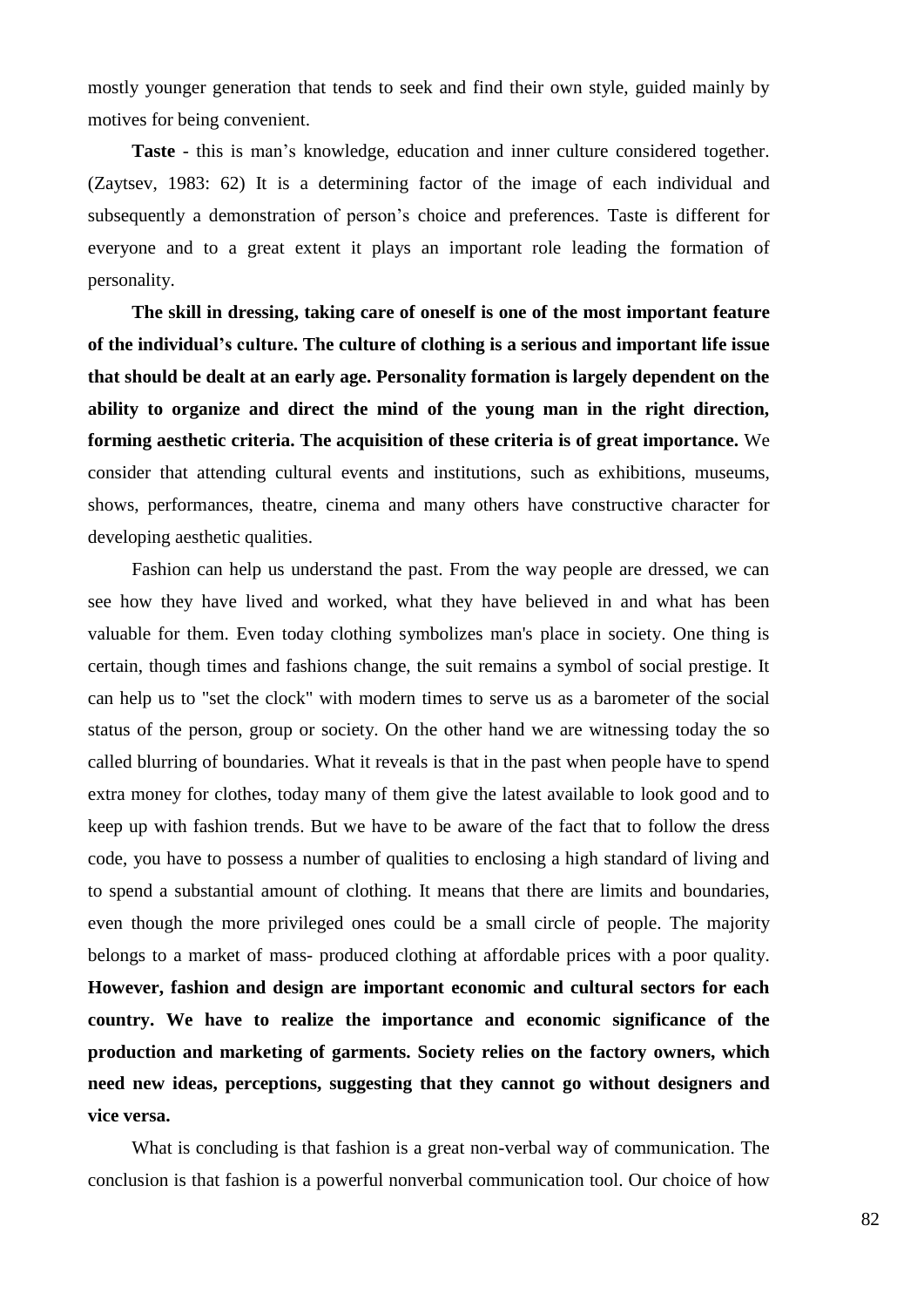mostly younger generation that tends to seek and find their own style, guided mainly by motives for being convenient.

**Taste** - this is man's knowledge, education and inner culture considered together. (Zaytsev, 1983: 62) It is a determining factor of the image of each individual and subsequently a demonstration of person's choice and preferences. Taste is different for everyone and to a great extent it plays an important role leading the formation of personality.

**The skill in dressing, taking care of oneself is one of the most important feature of the individual's culture. The culture of clothing is a serious and important life issue that should be dealt at an early age. Personality formation is largely dependent on the ability to organize and direct the mind of the young man in the right direction, forming aesthetic criteria. The acquisition of these criteria is of great importance.** We consider that attending cultural events and institutions, such as exhibitions, museums, shows, performances, theatre, cinema and many others have constructive character for developing aesthetic qualities.

Fashion can help us understand the past. From the way people are dressed, we can see how they have lived and worked, what they have believed in and what has been valuable for them. Even today clothing symbolizes man's place in society. One thing is certain, though times and fashions change, the suit remains a symbol of social prestige. It can help us to "set the clock" with modern times to serve us as a barometer of the social status of the person, group or society. On the other hand we are witnessing today the so called blurring of boundaries. What it reveals is that in the past when people have to spend extra money for clothes, today many of them give the latest available to look good and to keep up with fashion trends. But we have to be aware of the fact that to follow the dress code, you have to possess a number of qualities to enclosing a high standard of living and to spend a substantial amount of clothing. It means that there are limits and boundaries, even though the more privileged ones could be a small circle of people. The majority belongs to a market of mass- produced clothing at affordable prices with a poor quality. **However, fashion and design are important economic and cultural sectors for each country. We have to realize the importance and economic significance of the production and marketing of garments. Society relies on the factory owners, which need new ideas, perceptions, suggesting that they cannot go without designers and vice versa.**

What is concluding is that fashion is a great non-verbal way of communication. The conclusion is that fashion is a powerful nonverbal communication tool. Our choice of how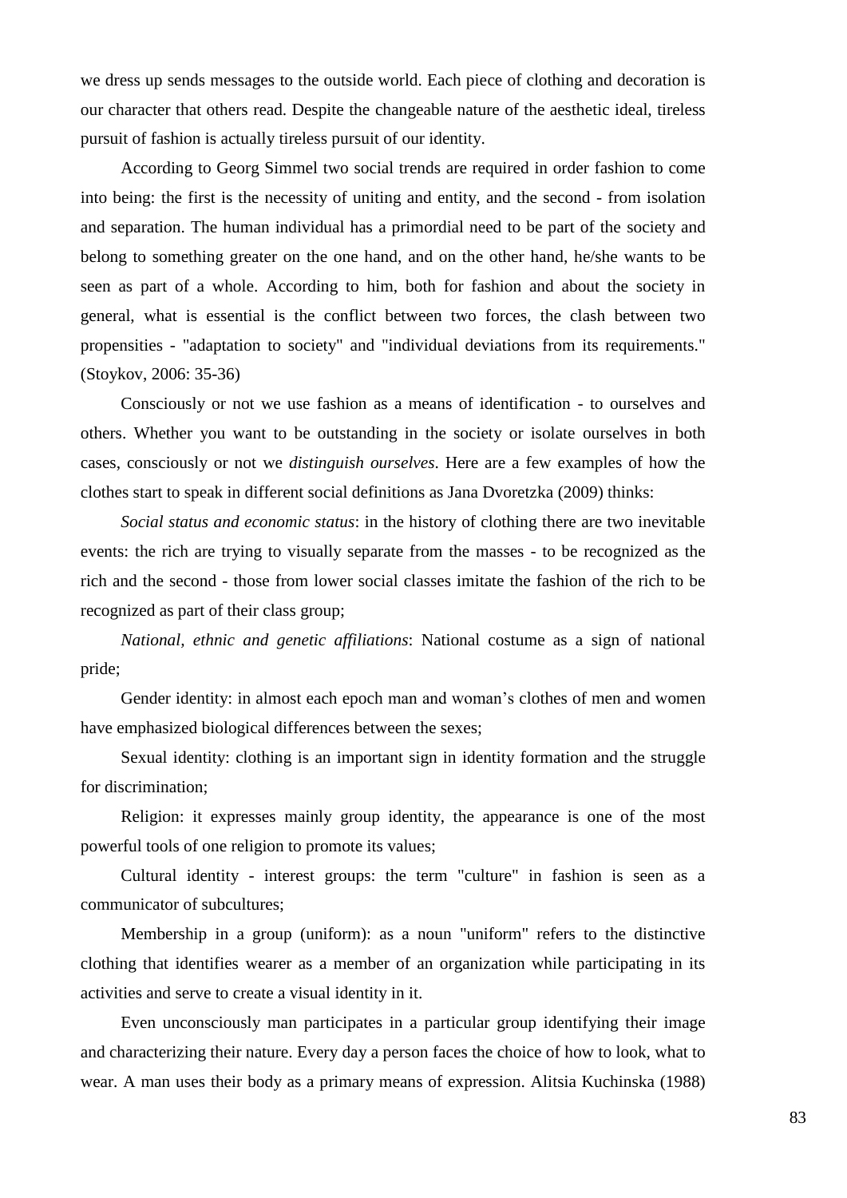we dress up sends messages to the outside world. Each piece of clothing and decoration is our character that others read. Despite the changeable nature of the aesthetic ideal, tireless pursuit of fashion is actually tireless pursuit of our identity.

According to Georg Simmel two social trends are required in order fashion to come into being: the first is the necessity of uniting and entity, and the second - from isolation and separation. The human individual has a primordial need to be part of the society and belong to something greater on the one hand, and on the other hand, he/she wants to be seen as part of a whole. According to him, both for fashion and about the society in general, what is essential is the conflict between two forces, the clash between two propensities - "adaptation to society" and "individual deviations from its requirements." (Stoykov, 2006: 35-36)

Consciously or not we use fashion as a means of identification - to ourselves and others. Whether you want to be outstanding in the society or isolate ourselves in both cases, consciously or not we *distinguish ourselves*. Here are a few examples of how the clothes start to speak in different social definitions as Jana Dvoretzka (2009) thinks:

*Social status and economic status*: in the history of clothing there are two inevitable events: the rich are trying to visually separate from the masses - to be recognized as the rich and the second - those from lower social classes imitate the fashion of the rich to be recognized as part of their class group;

*National, ethnic and genetic affiliations*: National costume as a sign of national pride;

Gender identity: in almost each epoch man and woman's clothes of men and women have emphasized biological differences between the sexes;

Sexual identity: clothing is an important sign in identity formation and the struggle for discrimination;

Religion: it expresses mainly group identity, the appearance is one of the most powerful tools of one religion to promote its values;

Cultural identity - interest groups: the term "culture" in fashion is seen as a communicator of subcultures;

Membership in a group (uniform): as a noun "uniform" refers to the distinctive clothing that identifies wearer as a member of an organization while participating in its activities and serve to create a visual identity in it.

Even unconsciously man participates in a particular group identifying their image and characterizing their nature. Every day a person faces the choice of how to look, what to wear. A man uses their body as a primary means of expression. Alitsia Kuchinska (1988)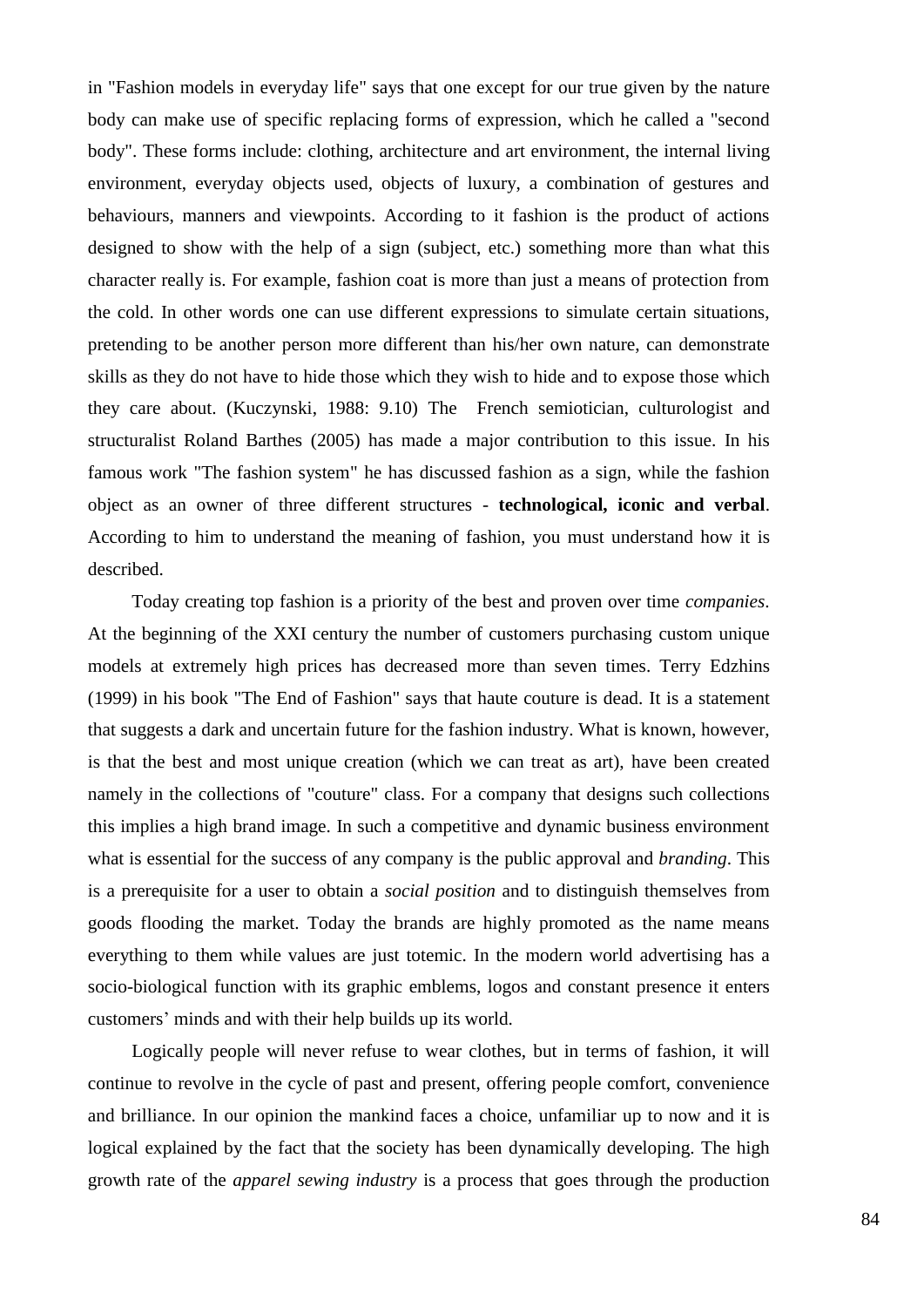in "Fashion models in everyday life" says that one except for our true given by the nature body can make use of specific replacing forms of expression, which he called a "second body". These forms include: clothing, architecture and art environment, the internal living environment, everyday objects used, objects of luxury, a combination of gestures and behaviours, manners and viewpoints. According to it fashion is the product of actions designed to show with the help of a sign (subject, etc.) something more than what this character really is. For example, fashion coat is more than just a means of protection from the cold. In other words one can use different expressions to simulate certain situations, pretending to be another person more different than his/her own nature, can demonstrate skills as they do not have to hide those which they wish to hide and to expose those which they care about. (Kuczynski, 1988: 9.10) The French semiotician, culturologist and structuralist Roland Barthes (2005) has made a major contribution to this issue. In his famous work "The fashion system" he has discussed fashion as a sign, while the fashion object as an owner of three different structures - **technological, iconic and verbal**. According to him to understand the meaning of fashion, you must understand how it is described.

Today creating top fashion is a priority of the best and proven over time *companies*. At the beginning of the XXI century the number of customers purchasing custom unique models at extremely high prices has decreased more than seven times. Terry Edzhins (1999) in his book "The End of Fashion" says that haute couture is dead. It is a statement that suggests a dark and uncertain future for the fashion industry. What is known, however, is that the best and most unique creation (which we can treat as art), have been created namely in the collections of "couture" class. For a company that designs such collections this implies a high brand image. In such a competitive and dynamic business environment what is essential for the success of any company is the public approval and *branding*. This is a prerequisite for a user to obtain a *social position* and to distinguish themselves from goods flooding the market. Today the brands are highly promoted as the name means everything to them while values are just totemic. In the modern world advertising has a socio-biological function with its graphic emblems, logos and constant presence it enters customers' minds and with their help builds up its world.

Logically people will never refuse to wear clothes, but in terms of fashion, it will continue to revolve in the cycle of past and present, offering people comfort, convenience and brilliance. In our opinion the mankind faces a choice, unfamiliar up to now and it is logical explained by the fact that the society has been dynamically developing. The high growth rate of the *apparel sewing industry* is a process that goes through the production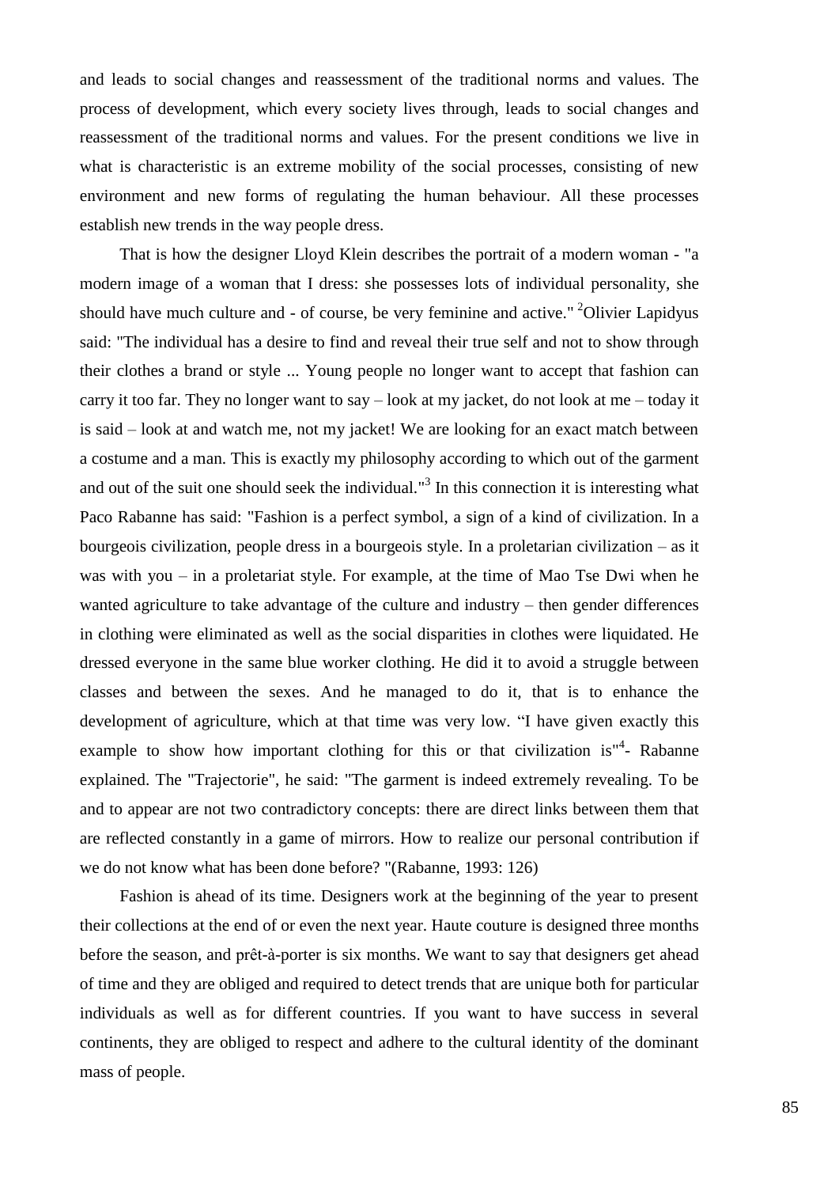and leads to social changes and reassessment of the traditional norms and values. The process of development, which every society lives through, leads to social changes and reassessment of the traditional norms and values. For the present conditions we live in what is characteristic is an extreme mobility of the social processes, consisting of new environment and new forms of regulating the human behaviour. All these processes establish new trends in the way people dress.

That is how the designer Lloyd Klein describes the portrait of a modern woman - "a modern image of a woman that I dress: she possesses lots of individual personality, she should have much culture and - of course, be very feminine and active." [2]Olivier Lapidyus said: "The individual has a desire to find and reveal their true self and not to show through their clothes a brand or style ... Young people no longer want to accept that fashion can carry it too far. They no longer want to say – look at my jacket, do not look at me – today it is said – look at and watch me, not my jacket! We are looking for an exact match between a costume and a man. This is exactly my philosophy according to which out of the garment and out of the suit one should seek the individual."[3] In this connection it is interesting what Paco Rabanne has said: "Fashion is a perfect symbol, a sign of a kind of civilization. In a bourgeois civilization, people dress in a bourgeois style. In a proletarian civilization – as it was with you – in a proletariat style. For example, at the time of Mao Tse Dwi when he wanted agriculture to take advantage of the culture and industry – then gender differences in clothing were eliminated as well as the social disparities in clothes were liquidated. He dressed everyone in the same blue worker clothing. He did it to avoid a struggle between classes and between the sexes. And he managed to do it, that is to enhance the development of agriculture, which at that time was very low. "I have given exactly this example to show how important clothing for this or that civilization is"[4]- Rabanne explained. The "Trajectorie", he said: "The garment is indeed extremely revealing. To be and to appear are not two contradictory concepts: there are direct links between them that are reflected constantly in a game of mirrors. How to realize our personal contribution if we do not know what has been done before? "(Rabanne, 1993: 126)

Fashion is ahead of its time. Designers work at the beginning of the year to present their collections at the end of or even the next year. Haute couture is designed three months before the season, and prêt-à-porter is six months. We want to say that designers get ahead of time and they are obliged and required to detect trends that are unique both for particular individuals as well as for different countries. If you want to have success in several continents, they are obliged to respect and adhere to the cultural identity of the dominant mass of people.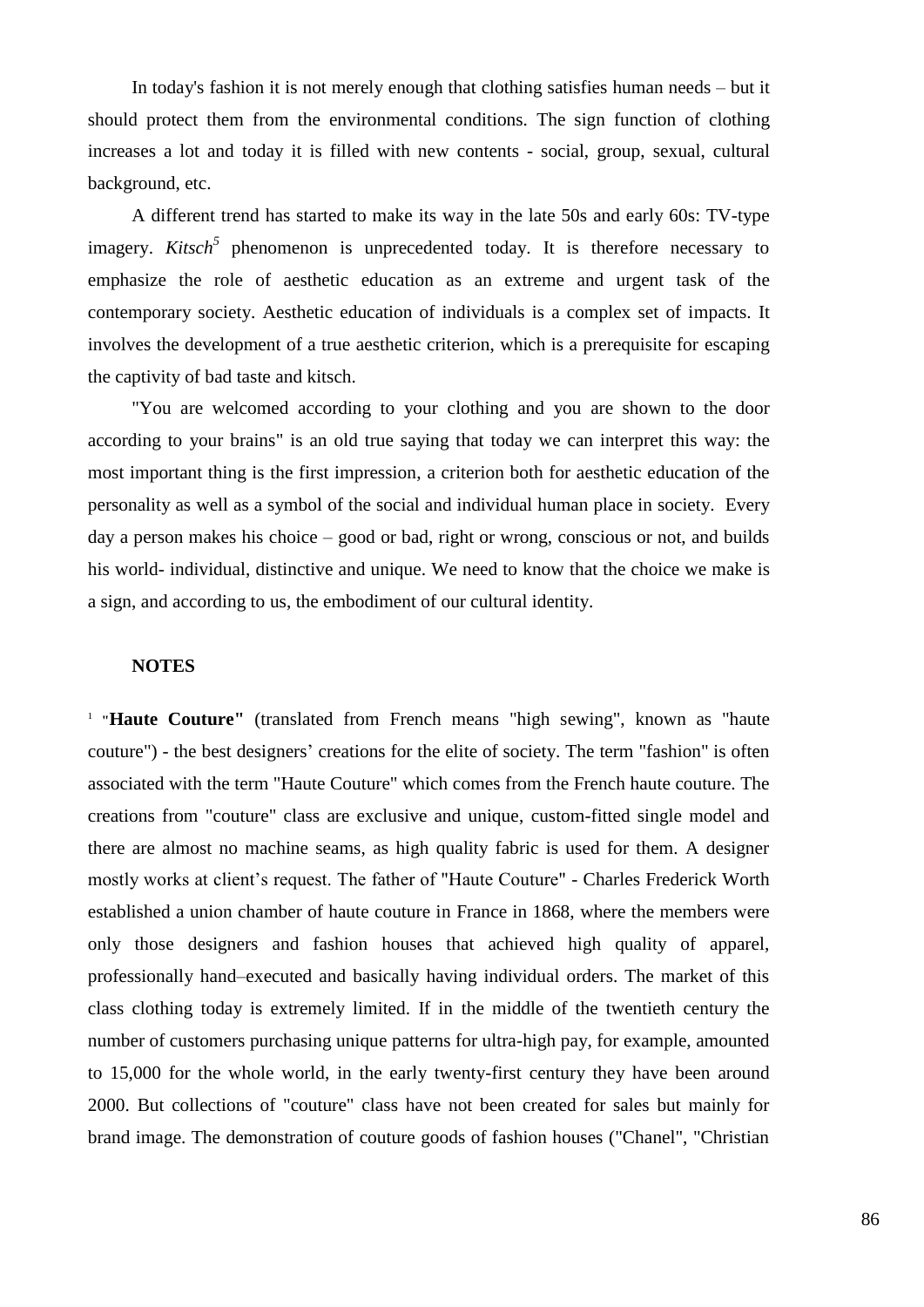In today's fashion it is not merely enough that clothing satisfies human needs – but it should protect them from the environmental conditions. The sign function of clothing increases a lot and today it is filled with new contents - social, group, sexual, cultural background, etc.

A different trend has started to make its way in the late 50s and early 60s: TV-type imagery. *Kitsch*[5] phenomenon is unprecedented today. It is therefore necessary to emphasize the role of aesthetic education as an extreme and urgent task of the contemporary society. Aesthetic education of individuals is a complex set of impacts. It involves the development of a true aesthetic criterion, which is a prerequisite for escaping the captivity of bad taste and kitsch.

"You are welcomed according to your clothing and you are shown to the door according to your brains" is an old true saying that today we can interpret this way: the most important thing is the first impression, a criterion both for aesthetic education of the personality as well as a symbol of the social and individual human place in society. Every day a person makes his choice – good or bad, right or wrong, conscious or not, and builds his world- individual, distinctive and unique. We need to know that the choice we make is a sign, and according to us, the embodiment of our cultural identity.

**NOTES**

[1] "**Haute Couture"** (translated from French means "high sewing", known as "haute couture") - the best designers' creations for the elite of society. The term "fashion" is often associated with the term "Haute Couture" which comes from the French haute couture. The creations from "couture" class are exclusive and unique, custom-fitted single model and there are almost no machine seams, as high quality fabric is used for them. A designer mostly works at client's request. The father of "Haute Couture" - Charles Frederick Worth established a union chamber of haute couture in France in 1868, where the members were only those designers and fashion houses that achieved high quality of apparel, professionally hand–executed and basically having individual orders. The market of this class clothing today is extremely limited. If in the middle of the twentieth century the number of customers purchasing unique patterns for ultra-high pay, for example, amounted to 15,000 for the whole world, in the early twenty-first century they have been around 2000. But collections of "couture" class have not been created for sales but mainly for brand image. The demonstration of couture goods of fashion houses ("Chanel", "Christian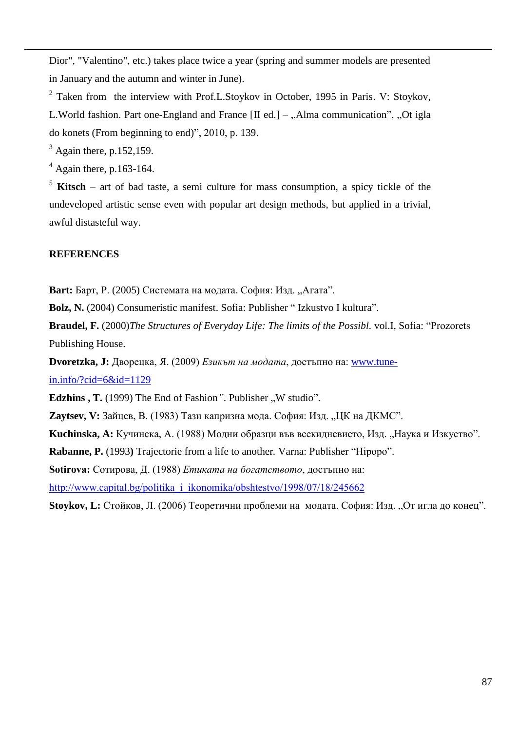Dior", "Valentino", etc.) takes place twice a year (spring and summer models are presented in January and the autumn and winter in June).

[2] Taken from the interview with Prof.L.Stoykov in October, 1995 in Paris. V: Stoykov, L.World fashion. Part one-England and France [II ed.] – „Alma communication", „Ot igla do konets (From beginning to end)", 2010, p. 139.

[3] Again there, p.152,159.

[4] Again there, p.163-164.

[5] **Kitsch** – art of bad taste, a semi culture for mass consumption, a spicy tickle of the undeveloped artistic sense even with popular art design methods, but applied in a trivial, awful distasteful way.

**REFERENCES**

**Bart:** Барт, Р. (2005) Системата на модата. София: Изд. „Агата".

**Bolz, N.** (2004) Consumeristic manifest. Sofia: Publisher " Izkustvo I kultura".

**Braudel, F.** (2000)*The Structures of Everyday Life: The limits of the Possibl.* vol.I, Sofia: "Prozorets Publishing House.

**Dvoretzka, J:** Дворецка, Я. (2009) *Езикът на модата*, достъпно на: [www.tune-in.info/?cid=6&id=1129](www.tune-in.info/?cid=6&id=1129)

**Edzhins , T.** (1999) The End of Fashion*"*. Publisher „W studio".

**Zaytsev, V:** Зайцев, В. (1983) Тази капризна мода. София: Изд. „ЦК на ДКМС".

**Kuchinska, A:** Кучинска, А. (1988) Модни образци във всекидневието, Изд. „Наука и Изкуство".

**Rabanne, P.** (1993**)** Trajectorie from a life to another. Varna: Publisher "Hipopo".

**Sotirova:** Сотирова, Д. (1988) *Етиката на богатството*, достъпно на: [http://www.capital.bg/politika_i_ikonomika/obshtestvo/1998/07/18/245662](http://www.capital.bg/politika_i_ikonomika/obshtestvo/1998/07/18/245662)

**Stoykov, L:** Стойков, Л. (2006) Теоретични проблеми на модата. София: Изд. „От игла до конец".